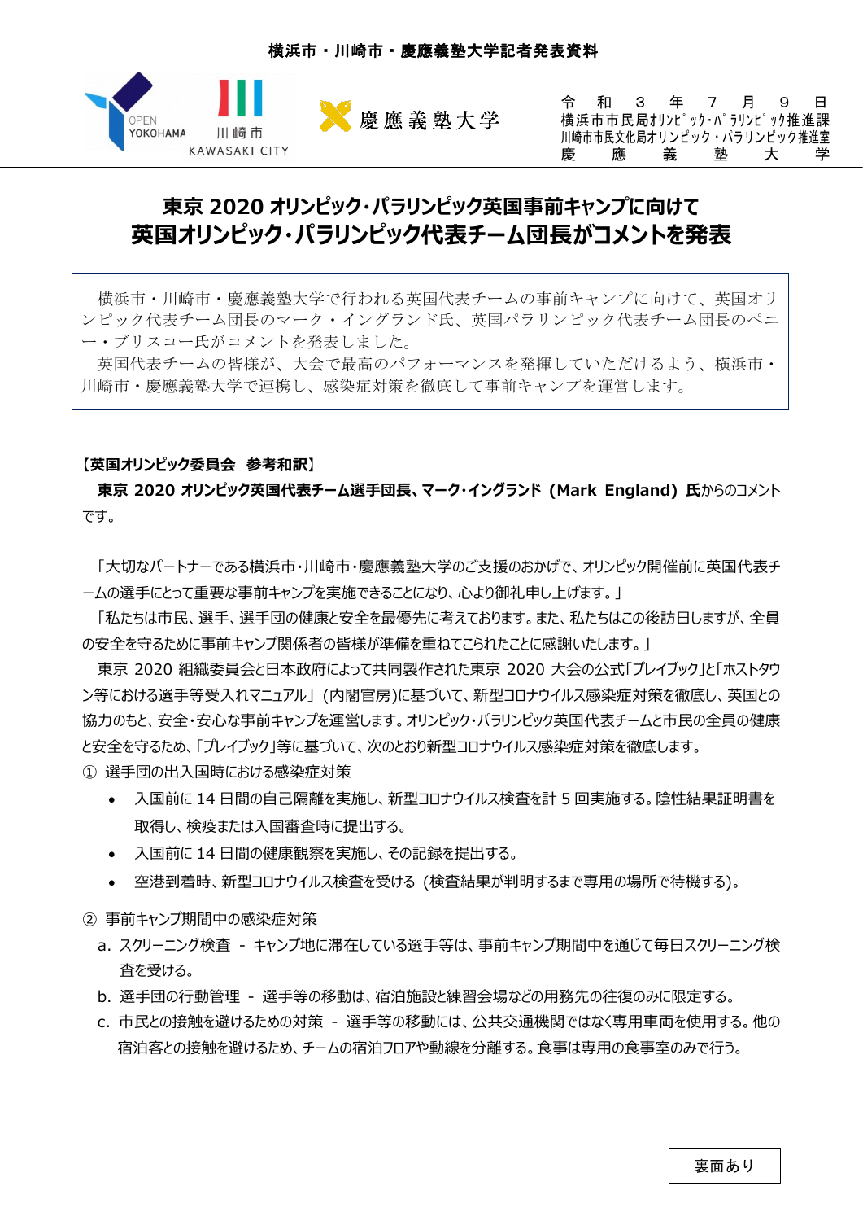横浜市・川崎市・慶應義塾大学記者発表資料

令和３年７月９日
横浜市市民局ｵﾘﾝﾋﾟｯｸ・ﾊﾟﾗﾘﾝﾋﾟｯｸ推進課
川崎市市民文化局オリンピック・パラリンピック推進室
慶應義塾大学

# 東京 2020 オリンピック・パラリンピック英国事前キャンプに向けて 英国オリンピック・パラリンピック代表チーム団長がコメントを発表

横浜市・川崎市・慶應義塾大学で行われる英国代表チームの事前キャンプに向けて、英国オリンピック代表チーム団長のマーク・イングランド氏、英国パラリンピック代表チーム団長のペニー・ブリスコー氏がコメントを発表しました。
英国代表チームの皆様が、大会で最高のパフォーマンスを発揮していただけるよう、横浜市・川崎市・慶應義塾大学で連携し、感染症対策を徹底して事前キャンプを運営します。

**【英国オリンピック委員会　参考和訳】**

**東京 2020 オリンピック英国代表チーム選手団長、マーク・イングランド (Mark England) 氏**からのコメントです。

「大切なパートナーである横浜市・川崎市・慶應義塾大学のご支援のおかげで、オリンピック開催前に英国代表チームの選手にとって重要な事前キャンプを実施できることになり、心より御礼申し上げます。」
「私たちは市民、選手、選手団の健康と安全を最優先に考えております。また、私たちはこの後訪日しますが、全員の安全を守るために事前キャンプ関係者の皆様が準備を重ねてこられたことに感謝いたします。」
東京 2020 組織委員会と日本政府によって共同製作された東京 2020 大会の公式「プレイブック」と「ホストタウン等における選手等受入れマニュアル」(内閣官房)に基づいて、新型コロナウイルス感染症対策を徹底し、英国との協力のもと、安全・安心な事前キャンプを運営します。オリンピック・パラリンピック英国代表チームと市民の全員の健康と安全を守るため、「プレイブック」等に基づいて、次のとおり新型コロナウイルス感染症対策を徹底します。

① 選手団の出入国時における感染症対策
- 入国前に 14 日間の自己隔離を実施し、新型コロナウイルス検査を計 5 回実施する。陰性結果証明書を取得し、検疫または入国審査時に提出する。
- 入国前に 14 日間の健康観察を実施し、その記録を提出する。
- 空港到着時、新型コロナウイルス検査を受ける (検査結果が判明するまで専用の場所で待機する)。

② 事前キャンプ期間中の感染症対策
a. スクリーニング検査 - キャンプ地に滞在している選手等は、事前キャンプ期間中を通じて毎日スクリーニング検査を受ける。
b. 選手団の行動管理 - 選手等の移動は、宿泊施設と練習会場などの用務先の往復のみに限定する。
c. 市民との接触を避けるための対策 - 選手等の移動には、公共交通機関ではなく専用車両を使用する。他の宿泊客との接触を避けるため、チームの宿泊フロアや動線を分離する。食事は専用の食事室のみで行う。

裏面あり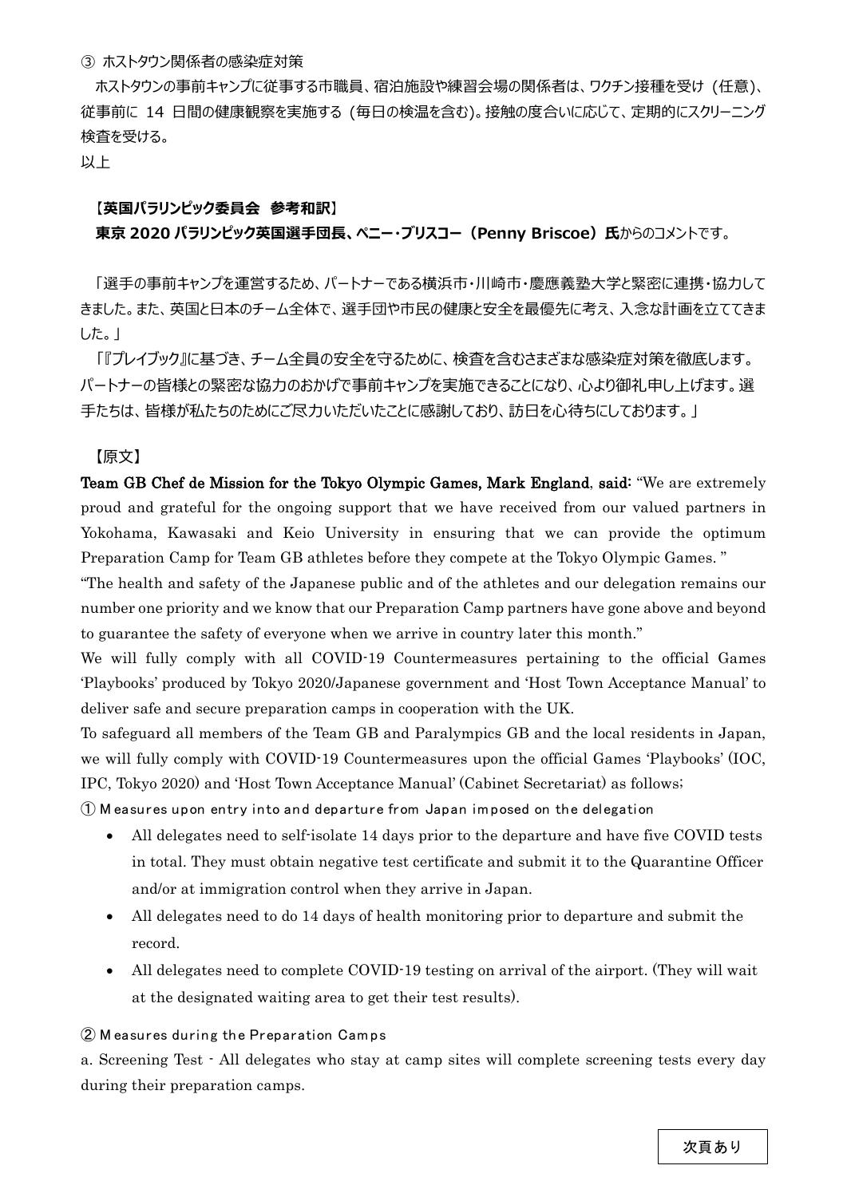③ ホストタウン関係者の感染症対策

ホストタウンの事前キャンプに従事する市職員、宿泊施設や練習会場の関係者は、ワクチン接種を受け（任意）、従事前に 14 日間の健康観察を実施する（毎日の検温を含む）。接触の度合いに応じて、定期的にスクリーニング検査を受ける。

以上

**【英国パラリンピック委員会　参考和訳】**

**東京 2020 パラリンピック英国選手団長、ペニー・ブリスコー（Penny Briscoe）氏**からのコメントです。

「選手の事前キャンプを運営するため、パートナーである横浜市・川崎市・慶應義塾大学と緊密に連携・協力してきました。また、英国と日本のチーム全体で、選手団や市民の健康と安全を最優先に考え、入念な計画を立ててきました。」

「『プレイブック』に基づき、チーム全員の安全を守るために、検査を含むさまざまな感染症対策を徹底します。パートナーの皆様との緊密な協力のおかげで事前キャンプを実施できることになり、心より御礼申し上げます。選手たちは、皆様が私たちのためにご尽力いただいたことに感謝しており、訪日を心待ちにしております。」

【原文】

**Team GB Chef de Mission for the Tokyo Olympic Games, Mark England, said:** "We are extremely proud and grateful for the ongoing support that we have received from our valued partners in Yokohama, Kawasaki and Keio University in ensuring that we can provide the optimum Preparation Camp for Team GB athletes before they compete at the Tokyo Olympic Games. "

"The health and safety of the Japanese public and of the athletes and our delegation remains our number one priority and we know that our Preparation Camp partners have gone above and beyond to guarantee the safety of everyone when we arrive in country later this month."

We will fully comply with all COVID-19 Countermeasures pertaining to the official Games 'Playbooks' produced by Tokyo 2020/Japanese government and 'Host Town Acceptance Manual' to deliver safe and secure preparation camps in cooperation with the UK.

To safeguard all members of the Team GB and Paralympics GB and the local residents in Japan, we will fully comply with COVID-19 Countermeasures upon the official Games 'Playbooks' (IOC, IPC, Tokyo 2020) and 'Host Town Acceptance Manual' (Cabinet Secretariat) as follows;

① Measures upon entry into and departure from Japan imposed on the delegation

- All delegates need to self-isolate 14 days prior to the departure and have five COVID tests in total. They must obtain negative test certificate and submit it to the Quarantine Officer and/or at immigration control when they arrive in Japan.
- All delegates need to do 14 days of health monitoring prior to departure and submit the record.
- All delegates need to complete COVID-19 testing on arrival of the airport. (They will wait at the designated waiting area to get their test results).

② Measures during the Preparation Camps

a. Screening Test - All delegates who stay at camp sites will complete screening tests every day during their preparation camps.

次頁あり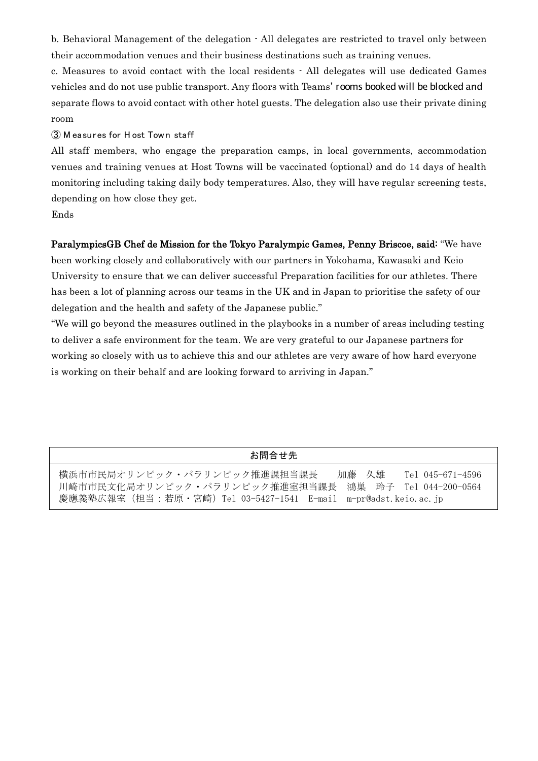b. Behavioral Management of the delegation - All delegates are restricted to travel only between their accommodation venues and their business destinations such as training venues.

c. Measures to avoid contact with the local residents - All delegates will use dedicated Games vehicles and do not use public transport. Any floors with Teams' rooms booked will be blocked and separate flows to avoid contact with other hotel guests. The delegation also use their private dining room

③ Measures for Host Town staff

All staff members, who engage the preparation camps, in local governments, accommodation venues and training venues at Host Towns will be vaccinated (optional) and do 14 days of health monitoring including taking daily body temperatures. Also, they will have regular screening tests, depending on how close they get.

Ends

**ParalympicsGB Chef de Mission for the Tokyo Paralympic Games, Penny Briscoe, said:** "We have been working closely and collaboratively with our partners in Yokohama, Kawasaki and Keio University to ensure that we can deliver successful Preparation facilities for our athletes. There has been a lot of planning across our teams in the UK and in Japan to prioritise the safety of our delegation and the health and safety of the Japanese public."

"We will go beyond the measures outlined in the playbooks in a number of areas including testing to deliver a safe environment for the team. We are very grateful to our Japanese partners for working so closely with us to achieve this and our athletes are very aware of how hard everyone is working on their behalf and are looking forward to arriving in Japan."

| お問合せ先 |
| --- |
| 横浜市市民局オリンピック・パラリンピック推進課担当課長　加藤　久雄　Tel 045-671-4596<br>川崎市市民文化局オリンピック・パラリンピック推進室担当課長　鴻巣　玲子　Tel 044-200-0564<br>慶應義塾広報室（担当：若原・宮崎）Tel 03-5427-1541　E-mail　m-pr@adst.keio.ac.jp |